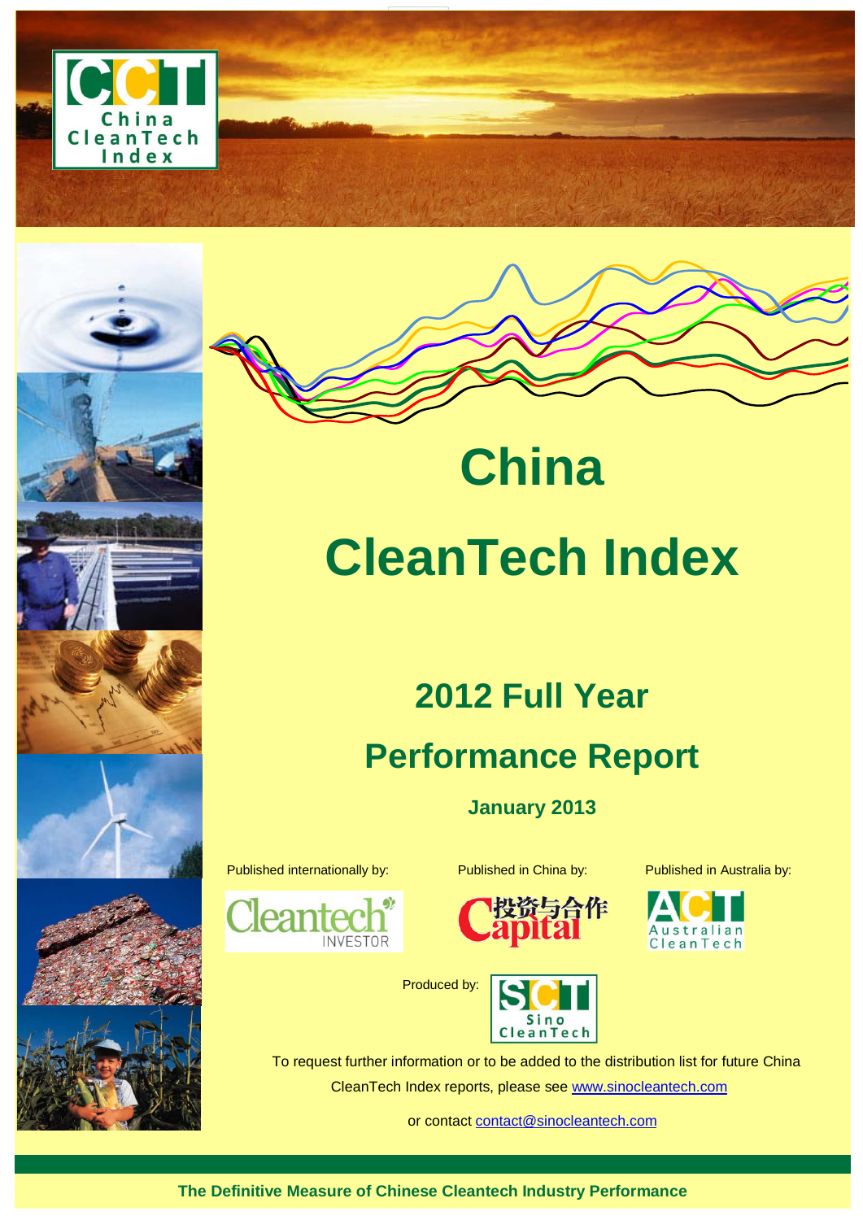# China CleanTech Index

## 2012 Full Year Performance Report

**January 2013**

Published internationally by: Cleantech INVESTOR

Published in China by: 投资与合作 Capital

Published in Australia by: ACT Australian CleanTech

Produced by: SCT Sino CleanTech

To request further information or to be added to the distribution list for future China CleanTech Index reports, please see www.sinocleantech.com

or contact contact@sinocleantech.com

**The Definitive Measure of Chinese Cleantech Industry Performance**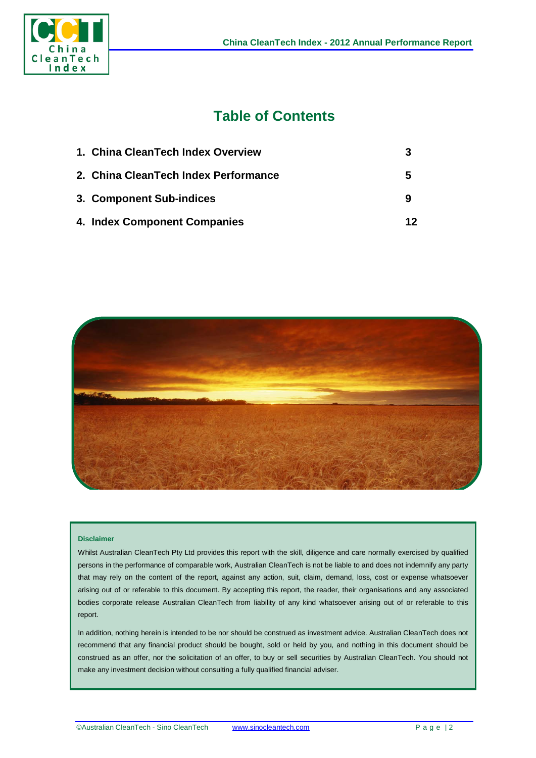# Table of Contents

| | |
|---|---|
| **1. China CleanTech Index Overview** | **3** |
| **2. China CleanTech Index Performance** | **5** |
| **3. Component Sub-indices** | **9** |
| **4. Index Component Companies** | **12** |

**Disclaimer**

Whilst Australian CleanTech Pty Ltd provides this report with the skill, diligence and care normally exercised by qualified persons in the performance of comparable work, Australian CleanTech is not be liable to and does not indemnify any party that may rely on the content of the report, against any action, suit, claim, demand, loss, cost or expense whatsoever arising out of or referable to this document. By accepting this report, the reader, their organisations and any associated bodies corporate release Australian CleanTech from liability of any kind whatsoever arising out of or referable to this report.

In addition, nothing herein is intended to be nor should be construed as investment advice. Australian CleanTech does not recommend that any financial product should be bought, sold or held by you, and nothing in this document should be construed as an offer, nor the solicitation of an offer, to buy or sell securities by Australian CleanTech. You should not make any investment decision without consulting a fully qualified financial adviser.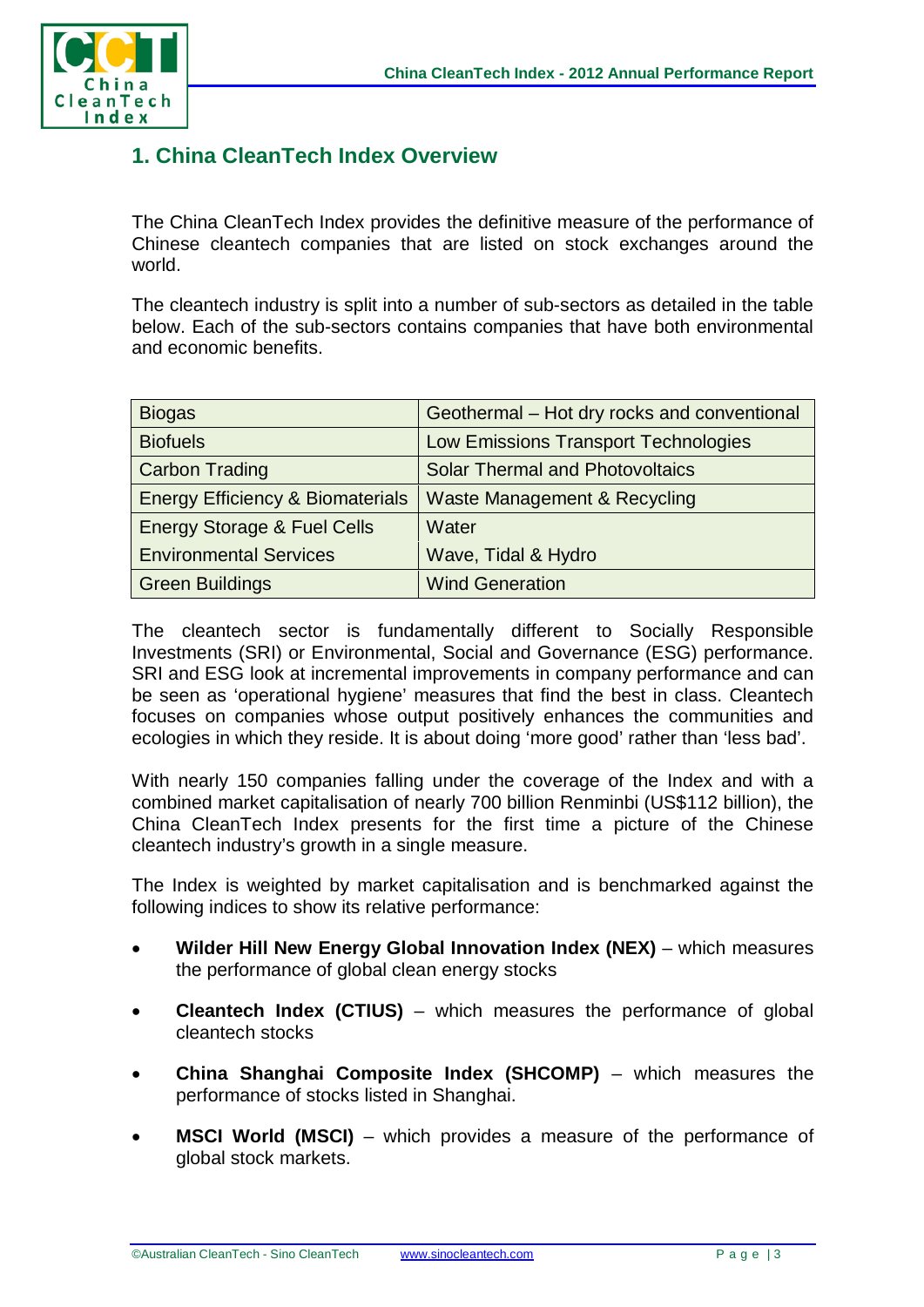# 1. China CleanTech Index Overview

The China CleanTech Index provides the definitive measure of the performance of Chinese cleantech companies that are listed on stock exchanges around the world.

The cleantech industry is split into a number of sub-sectors as detailed in the table below. Each of the sub-sectors contains companies that have both environmental and economic benefits.

| | |
|---|---|
| Biogas | Geothermal – Hot dry rocks and conventional |
| Biofuels | Low Emissions Transport Technologies |
| Carbon Trading | Solar Thermal and Photovoltaics |
| Energy Efficiency & Biomaterials | Waste Management & Recycling |
| Energy Storage & Fuel Cells | Water |
| Environmental Services | Wave, Tidal & Hydro |
| Green Buildings | Wind Generation |

The cleantech sector is fundamentally different to Socially Responsible Investments (SRI) or Environmental, Social and Governance (ESG) performance. SRI and ESG look at incremental improvements in company performance and can be seen as 'operational hygiene' measures that find the best in class. Cleantech focuses on companies whose output positively enhances the communities and ecologies in which they reside. It is about doing 'more good' rather than 'less bad'.

With nearly 150 companies falling under the coverage of the Index and with a combined market capitalisation of nearly 700 billion Renminbi (US$112 billion), the China CleanTech Index presents for the first time a picture of the Chinese cleantech industry's growth in a single measure.

The Index is weighted by market capitalisation and is benchmarked against the following indices to show its relative performance:

- **Wilder Hill New Energy Global Innovation Index (NEX)** – which measures the performance of global clean energy stocks
- **Cleantech Index (CTIUS)** – which measures the performance of global cleantech stocks
- **China Shanghai Composite Index (SHCOMP)** – which measures the performance of stocks listed in Shanghai.
- **MSCI World (MSCI)** – which provides a measure of the performance of global stock markets.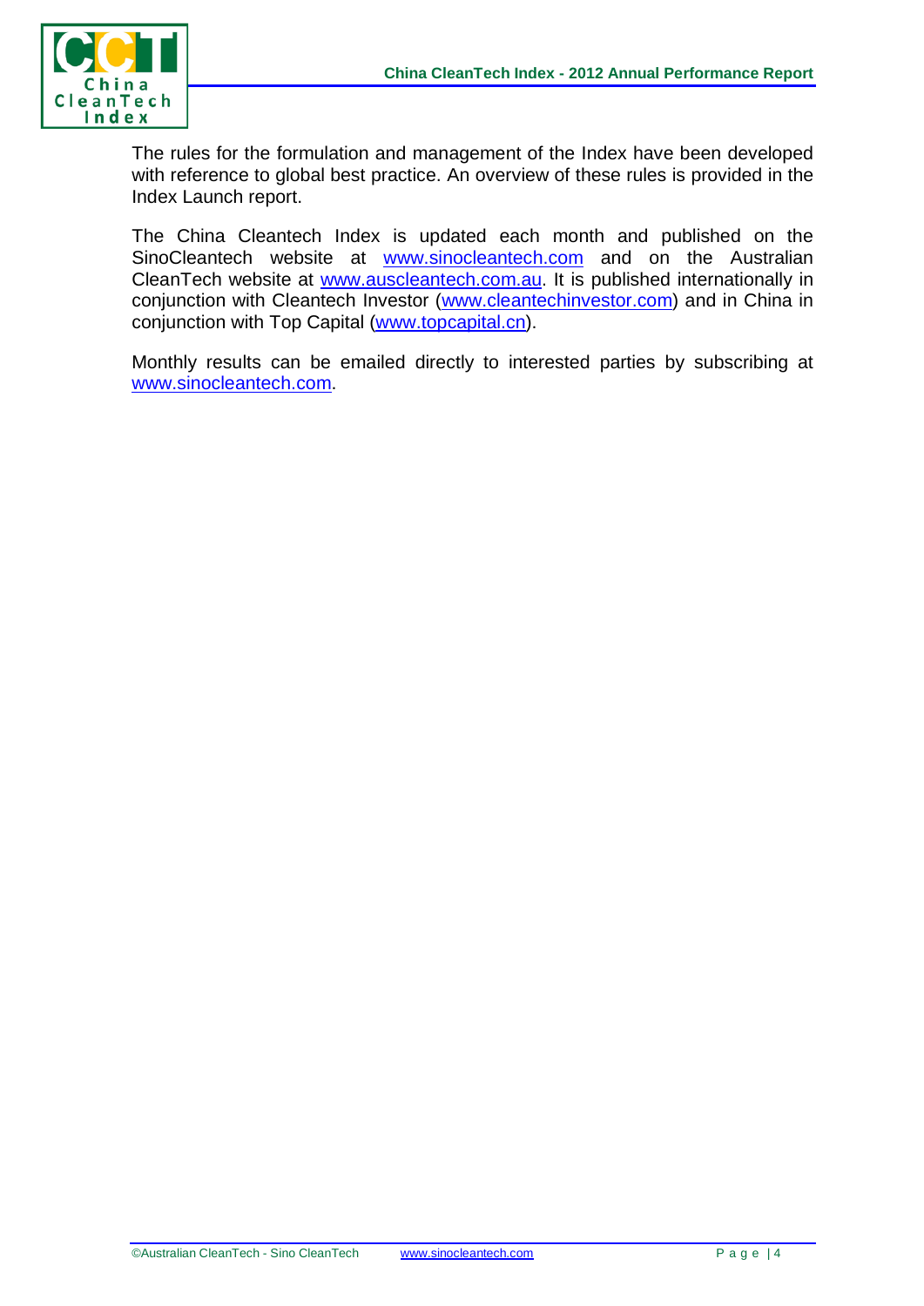The rules for the formulation and management of the Index have been developed with reference to global best practice. An overview of these rules is provided in the Index Launch report.

The China Cleantech Index is updated each month and published on the SinoCleantech website at www.sinocleantech.com and on the Australian CleanTech website at www.auscleantech.com.au. It is published internationally in conjunction with Cleantech Investor (www.cleantechinvestor.com) and in China in conjunction with Top Capital (www.topcapital.cn).

Monthly results can be emailed directly to interested parties by subscribing at www.sinocleantech.com.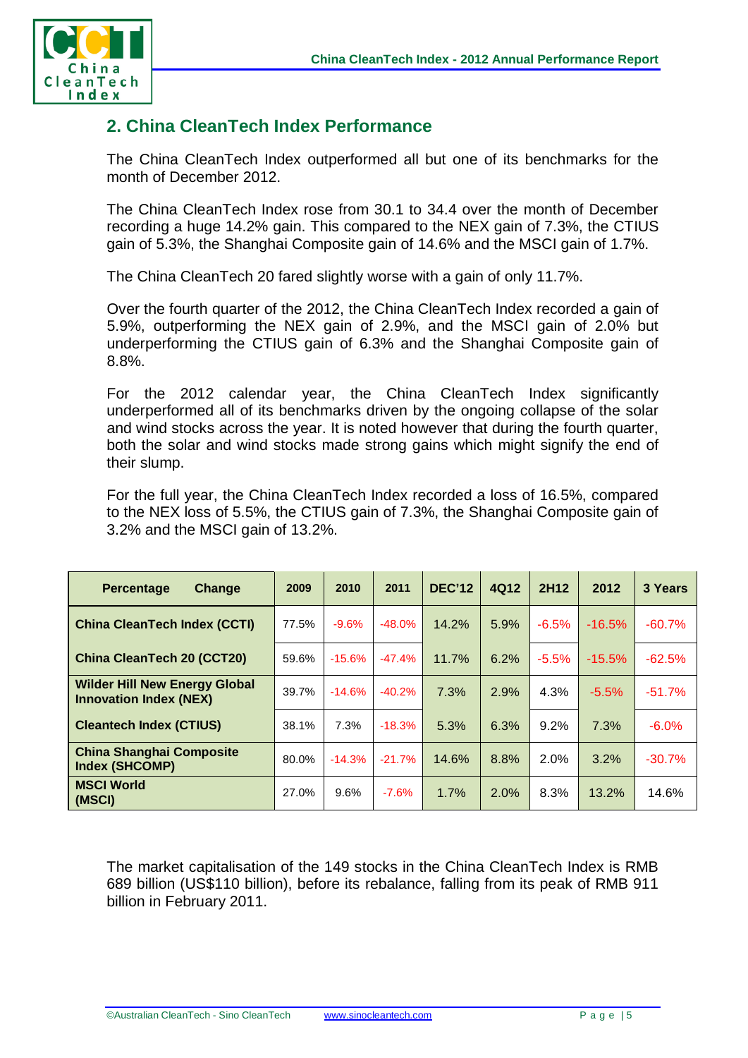## 2. China CleanTech Index Performance

The China CleanTech Index outperformed all but one of its benchmarks for the month of December 2012.

The China CleanTech Index rose from 30.1 to 34.4 over the month of December recording a huge 14.2% gain. This compared to the NEX gain of 7.3%, the CTIUS gain of 5.3%, the Shanghai Composite gain of 14.6% and the MSCI gain of 1.7%.

The China CleanTech 20 fared slightly worse with a gain of only 11.7%.

Over the fourth quarter of the 2012, the China CleanTech Index recorded a gain of 5.9%, outperforming the NEX gain of 2.9%, and the MSCI gain of 2.0% but underperforming the CTIUS gain of 6.3% and the Shanghai Composite gain of 8.8%.

For the 2012 calendar year, the China CleanTech Index significantly underperformed all of its benchmarks driven by the ongoing collapse of the solar and wind stocks across the year. It is noted however that during the fourth quarter, both the solar and wind stocks made strong gains which might signify the end of their slump.

For the full year, the China CleanTech Index recorded a loss of 16.5%, compared to the NEX loss of 5.5%, the CTIUS gain of 7.3%, the Shanghai Composite gain of 3.2% and the MSCI gain of 13.2%.

| Percentage Change | 2009 | 2010 | 2011 | DEC'12 | 4Q12 | 2H12 | 2012 | 3 Years |
|---|---|---|---|---|---|---|---|---|
| **China CleanTech Index (CCTI)** | 77.5% | -9.6% | -48.0% | 14.2% | 5.9% | -6.5% | -16.5% | -60.7% |
| **China CleanTech 20 (CCT20)** | 59.6% | -15.6% | -47.4% | 11.7% | 6.2% | -5.5% | -15.5% | -62.5% |
| **Wilder Hill New Energy Global Innovation Index (NEX)** | 39.7% | -14.6% | -40.2% | 7.3% | 2.9% | 4.3% | -5.5% | -51.7% |
| **Cleantech Index (CTIUS)** | 38.1% | 7.3% | -18.3% | 5.3% | 6.3% | 9.2% | 7.3% | -6.0% |
| **China Shanghai Composite Index (SHCOMP)** | 80.0% | -14.3% | -21.7% | 14.6% | 8.8% | 2.0% | 3.2% | -30.7% |
| **MSCI World (MSCI)** | 27.0% | 9.6% | -7.6% | 1.7% | 2.0% | 8.3% | 13.2% | 14.6% |

The market capitalisation of the 149 stocks in the China CleanTech Index is RMB 689 billion (US$110 billion), before its rebalance, falling from its peak of RMB 911 billion in February 2011.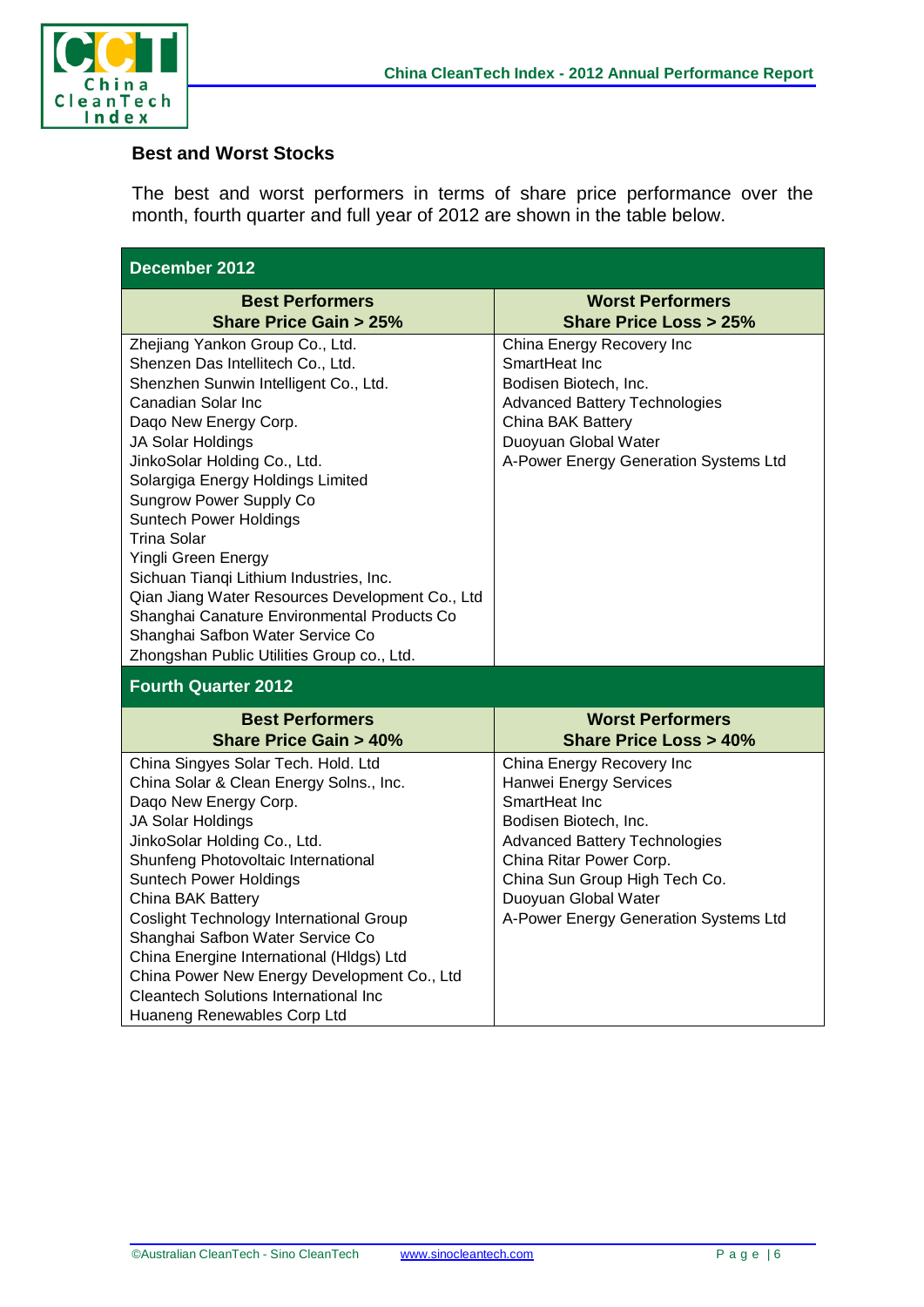### Best and Worst Stocks

The best and worst performers in terms of share price performance over the month, fourth quarter and full year of 2012 are shown in the table below.

| **December 2012** | |
|---|---|
| **Best Performers Share Price Gain > 25%** | **Worst Performers Share Price Loss > 25%** |
| Zhejiang Yankon Group Co., Ltd. | China Energy Recovery Inc |
| Shenzen Das Intellitech Co., Ltd. | SmartHeat Inc |
| Shenzhen Sunwin Intelligent Co., Ltd. | Bodisen Biotech, Inc. |
| Canadian Solar Inc | Advanced Battery Technologies |
| Daqo New Energy Corp. | China BAK Battery |
| JA Solar Holdings | Duoyuan Global Water |
| JinkoSolar Holding Co., Ltd. | A-Power Energy Generation Systems Ltd |
| Solargiga Energy Holdings Limited | |
| Sungrow Power Supply Co | |
| Suntech Power Holdings | |
| Trina Solar | |
| Yingli Green Energy | |
| Sichuan Tianqi Lithium Industries, Inc. | |
| Qian Jiang Water Resources Development Co., Ltd | |
| Shanghai Canature Environmental Products Co | |
| Shanghai Safbon Water Service Co | |
| Zhongshan Public Utilities Group co., Ltd. | |
| **Fourth Quarter 2012** | |
| **Best Performers Share Price Gain > 40%** | **Worst Performers Share Price Loss > 40%** |
| China Singyes Solar Tech. Hold. Ltd | China Energy Recovery Inc |
| China Solar & Clean Energy Solns., Inc. | Hanwei Energy Services |
| Daqo New Energy Corp. | SmartHeat Inc |
| JA Solar Holdings | Bodisen Biotech, Inc. |
| JinkoSolar Holding Co., Ltd. | Advanced Battery Technologies |
| Shunfeng Photovoltaic International | China Ritar Power Corp. |
| Suntech Power Holdings | China Sun Group High Tech Co. |
| China BAK Battery | Duoyuan Global Water |
| Coslight Technology International Group | A-Power Energy Generation Systems Ltd |
| Shanghai Safbon Water Service Co | |
| China Energine International (Hldgs) Ltd | |
| China Power New Energy Development Co., Ltd | |
| Cleantech Solutions International Inc | |
| Huaneng Renewables Corp Ltd | |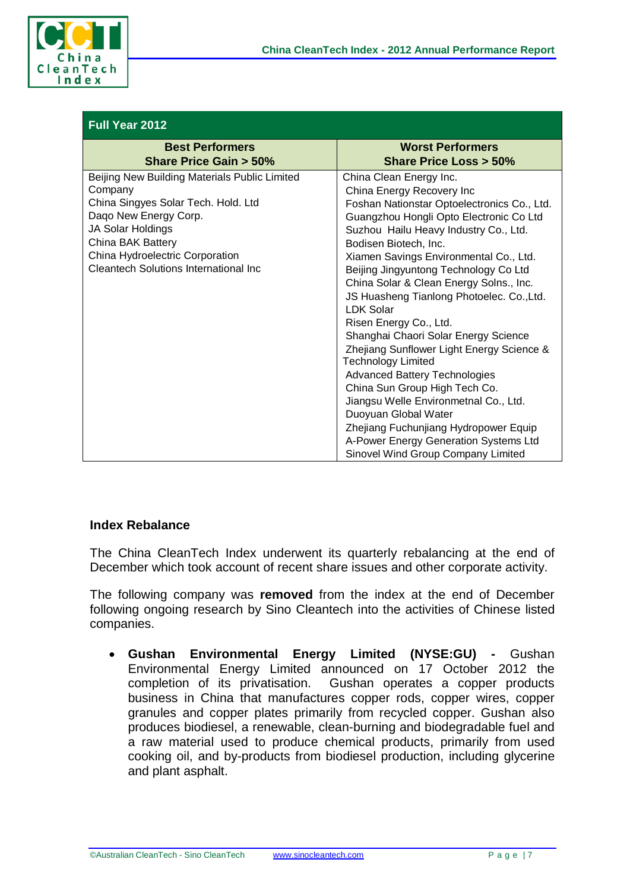| Full Year 2012 | |
|---|---|
| **Best Performers Share Price Gain > 50%** | **Worst Performers Share Price Loss > 50%** |
| Beijing New Building Materials Public Limited Company<br>China Singyes Solar Tech. Hold. Ltd<br>Daqo New Energy Corp.<br>JA Solar Holdings<br>China BAK Battery<br>China Hydroelectric Corporation<br>Cleantech Solutions International Inc | China Clean Energy Inc.<br>China Energy Recovery Inc<br>Foshan Nationstar Optoelectronics Co., Ltd.<br>Guangzhou Hongli Opto Electronic Co Ltd<br>Suzhou Hailu Heavy Industry Co., Ltd.<br>Bodisen Biotech, Inc.<br>Xiamen Savings Environmental Co., Ltd.<br>Beijing Jingyuntong Technology Co Ltd<br>China Solar & Clean Energy Solns., Inc.<br>JS Huasheng Tianlong Photoelec. Co.,Ltd.<br>LDK Solar<br>Risen Energy Co., Ltd.<br>Shanghai Chaori Solar Energy Science<br>Zhejiang Sunflower Light Energy Science & Technology Limited<br>Advanced Battery Technologies<br>China Sun Group High Tech Co.<br>Jiangsu Welle Environmetnal Co., Ltd.<br>Duoyuan Global Water<br>Zhejiang Fuchunjiang Hydropower Equip<br>A-Power Energy Generation Systems Ltd<br>Sinovel Wind Group Company Limited |

## Index Rebalance

The China CleanTech Index underwent its quarterly rebalancing at the end of December which took account of recent share issues and other corporate activity.

The following company was **removed** from the index at the end of December following ongoing research by Sino Cleantech into the activities of Chinese listed companies.

- **Gushan Environmental Energy Limited (NYSE:GU) -** Gushan Environmental Energy Limited announced on 17 October 2012 the completion of its privatisation. Gushan operates a copper products business in China that manufactures copper rods, copper wires, copper granules and copper plates primarily from recycled copper. Gushan also produces biodiesel, a renewable, clean-burning and biodegradable fuel and a raw material used to produce chemical products, primarily from used cooking oil, and by-products from biodiesel production, including glycerine and plant asphalt.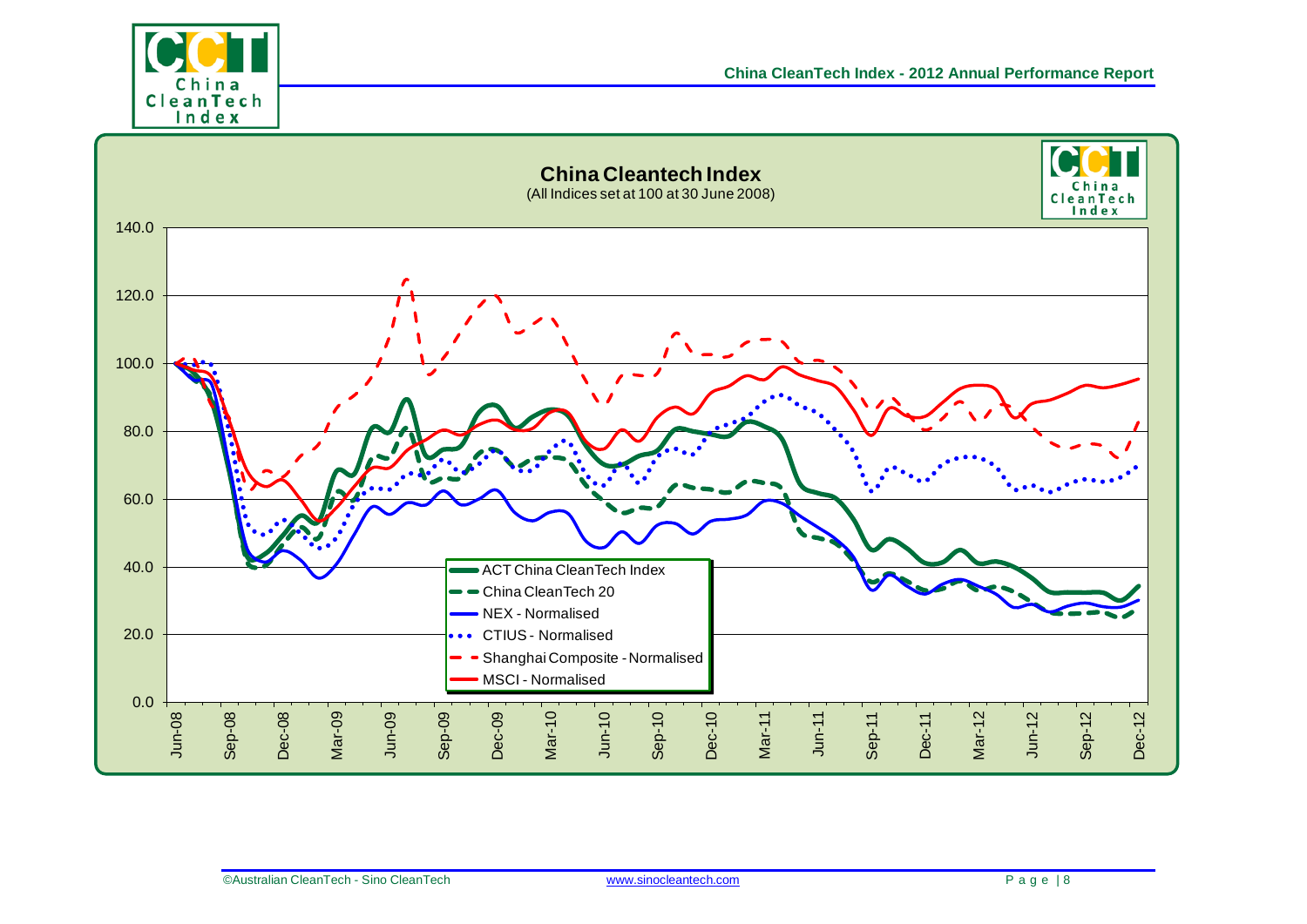**China Cleantech Index**

(All Indices set at 100 at 30 June 2008)

- ACT China CleanTech Index
- China CleanTech 20
- NEX - Normalised
- CTIUS - Normalised
- Shanghai Composite - Normalised
- MSCI - Normalised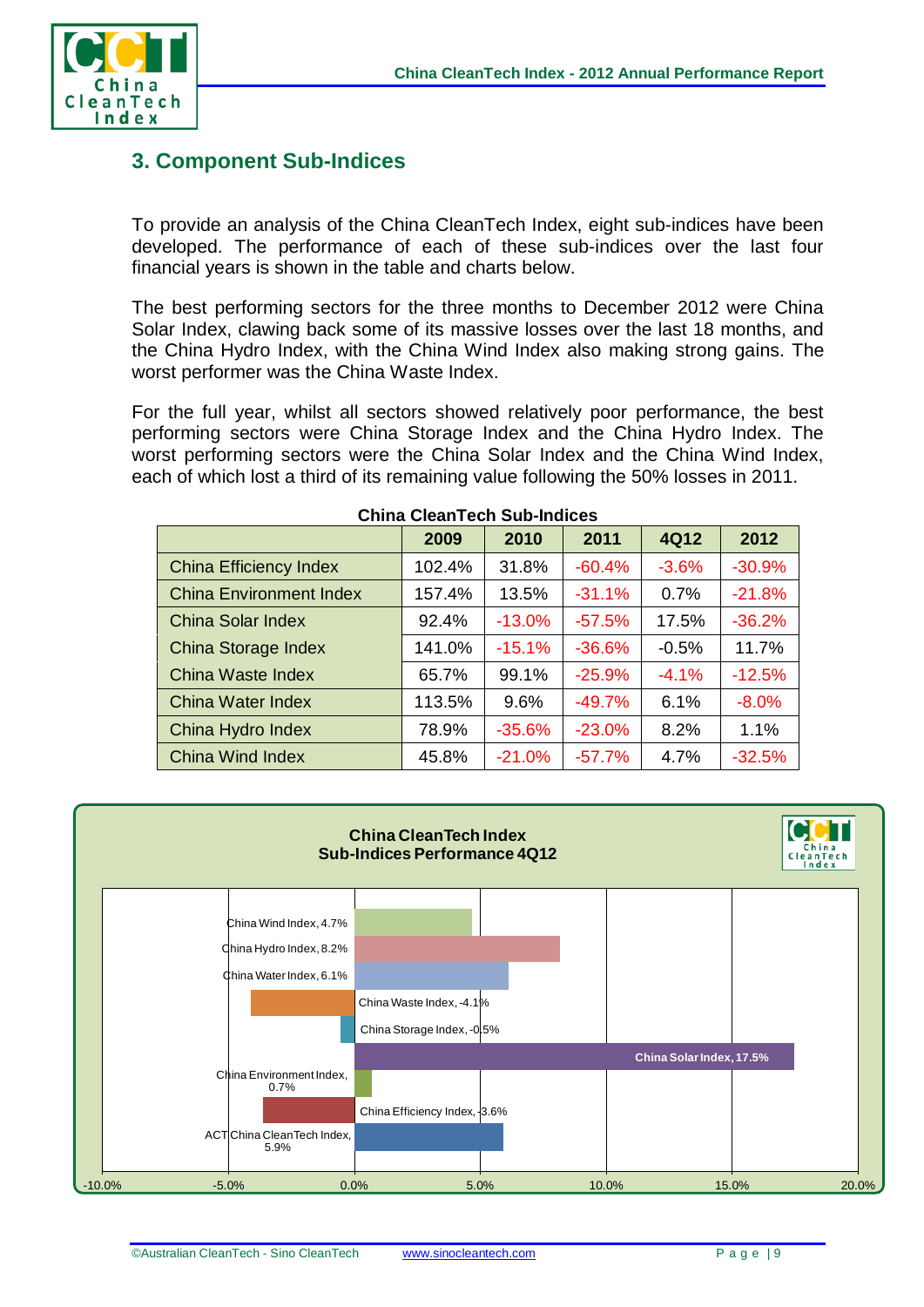## 3. Component Sub-Indices

To provide an analysis of the China CleanTech Index, eight sub-indices have been developed. The performance of each of these sub-indices over the last four financial years is shown in the table and charts below.

The best performing sectors for the three months to December 2012 were China Solar Index, clawing back some of its massive losses over the last 18 months, and the China Hydro Index, with the China Wind Index also making strong gains. The worst performer was the China Waste Index.

For the full year, whilst all sectors showed relatively poor performance, the best performing sectors were China Storage Index and the China Hydro Index. The worst performing sectors were the China Solar Index and the China Wind Index, each of which lost a third of its remaining value following the 50% losses in 2011.

**China CleanTech Sub-Indices**

| | 2009 | 2010 | 2011 | 4Q12 | 2012 |
|---|---|---|---|---|---|
| China Efficiency Index | 102.4% | 31.8% | -60.4% | -3.6% | -30.9% |
| China Environment Index | 157.4% | 13.5% | -31.1% | 0.7% | -21.8% |
| China Solar Index | 92.4% | -13.0% | -57.5% | 17.5% | -36.2% |
| China Storage Index | 141.0% | -15.1% | -36.6% | -0.5% | 11.7% |
| China Waste Index | 65.7% | 99.1% | -25.9% | -4.1% | -12.5% |
| China Water Index | 113.5% | 9.6% | -49.7% | 6.1% | -8.0% |
| China Hydro Index | 78.9% | -35.6% | -23.0% | 8.2% | 1.1% |
| China Wind Index | 45.8% | -21.0% | -57.7% | 4.7% | -32.5% |

**China CleanTech Index Sub-Indices Performance 4Q12**

| Index | 4Q12 |
|---|---|
| China Wind Index | 4.7% |
| China Hydro Index | 8.2% |
| China Water Index | 6.1% |
| China Waste Index | -4.1% |
| China Storage Index | -0.5% |
| China Solar Index | 17.5% |
| China Environment Index | 0.7% |
| China Efficiency Index | -3.6% |
| ACT China CleanTech Index | 5.9% |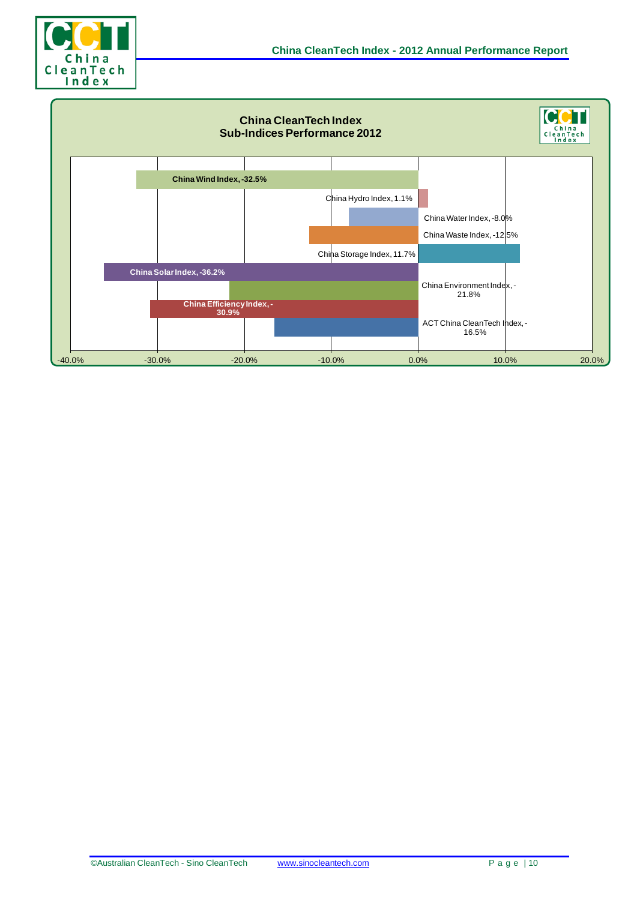## China CleanTech Index
## Sub-Indices Performance 2012

| Index | Performance 2012 |
| --- | --- |
| China Wind Index | -32.5% |
| China Hydro Index | 1.1% |
| China Water Index | -8.0% |
| China Waste Index | -12.5% |
| China Storage Index | 11.7% |
| China Solar Index | -36.2% |
| China Environment Index | -21.8% |
| China Efficiency Index | -30.9% |
| ACT China CleanTech Index | -16.5% |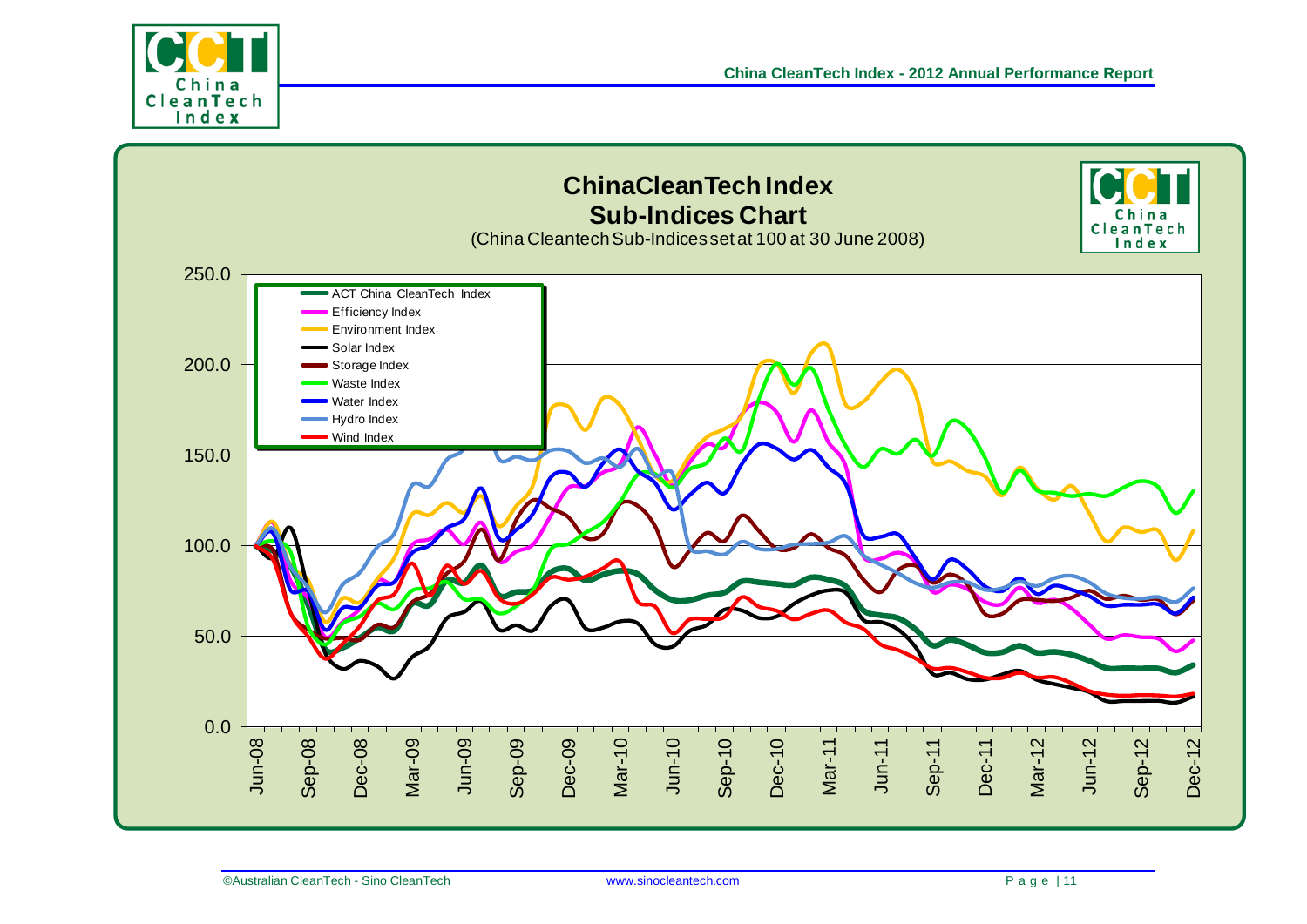## ChinaCleanTech Index Sub-Indices Chart

(China Cleantech Sub-Indices set at 100 at 30 June 2008)

Legend: ACT China CleanTech Index; Efficiency Index; Environment Index; Solar Index; Storage Index; Waste Index; Water Index; Hydro Index; Wind Index

Y-axis: 0.0, 50.0, 100.0, 150.0, 200.0, 250.0

X-axis: Jun-08, Sep-08, Dec-08, Mar-09, Jun-09, Sep-09, Dec-09, Mar-10, Jun-10, Sep-10, Dec-10, Mar-11, Jun-11, Sep-11, Dec-11, Mar-12, Jun-12, Sep-12, Dec-12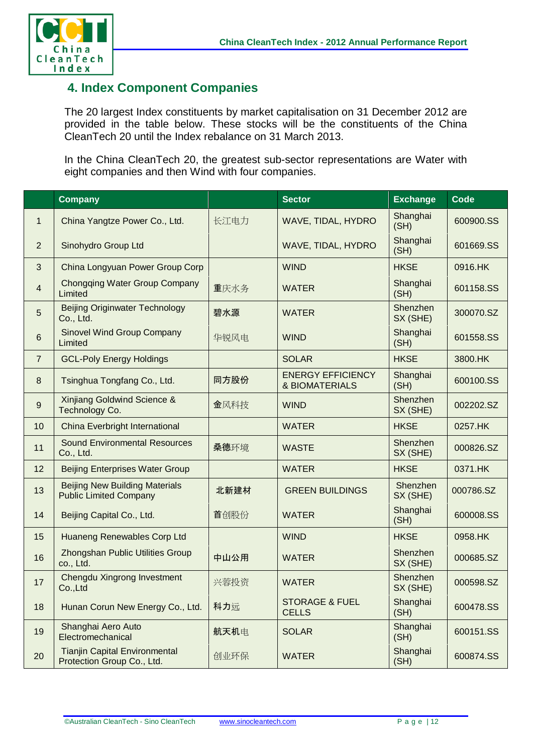## 4. Index Component Companies

The 20 largest Index constituents by market capitalisation on 31 December 2012 are provided in the table below. These stocks will be the constituents of the China CleanTech 20 until the Index rebalance on 31 March 2013.

In the China CleanTech 20, the greatest sub-sector representations are Water with eight companies and then Wind with four companies.

| | Company | | Sector | Exchange | Code |
|---|---|---|---|---|---|
| 1 | China Yangtze Power Co., Ltd. | 长江电力 | WAVE, TIDAL, HYDRO | Shanghai (SH) | 600900.SS |
| 2 | Sinohydro Group Ltd | | WAVE, TIDAL, HYDRO | Shanghai (SH) | 601669.SS |
| 3 | China Longyuan Power Group Corp | | WIND | HKSE | 0916.HK |
| 4 | Chongqing Water Group Company Limited | 重庆水务 | WATER | Shanghai (SH) | 601158.SS |
| 5 | Beijing Originwater Technology Co., Ltd. | 碧水源 | WATER | Shenzhen SX (SHE) | 300070.SZ |
| 6 | Sinovel Wind Group Company Limited | 华锐风电 | WIND | Shanghai (SH) | 601558.SS |
| 7 | GCL-Poly Energy Holdings | | SOLAR | HKSE | 3800.HK |
| 8 | Tsinghua Tongfang Co., Ltd. | 同方股份 | ENERGY EFFICIENCY & BIOMATERIALS | Shanghai (SH) | 600100.SS |
| 9 | Xinjiang Goldwind Science & Technology Co. | 金风科技 | WIND | Shenzhen SX (SHE) | 002202.SZ |
| 10 | China Everbright International | | WATER | HKSE | 0257.HK |
| 11 | Sound Environmental Resources Co., Ltd. | 桑德环境 | WASTE | Shenzhen SX (SHE) | 000826.SZ |
| 12 | Beijing Enterprises Water Group | | WATER | HKSE | 0371.HK |
| 13 | Beijing New Building Materials Public Limited Company | 北新建材 | GREEN BUILDINGS | Shenzhen SX (SHE) | 000786.SZ |
| 14 | Beijing Capital Co., Ltd. | 首创股份 | WATER | Shanghai (SH) | 600008.SS |
| 15 | Huaneng Renewables Corp Ltd | | WIND | HKSE | 0958.HK |
| 16 | Zhongshan Public Utilities Group co., Ltd. | 中山公用 | WATER | Shenzhen SX (SHE) | 000685.SZ |
| 17 | Chengdu Xingrong Investment Co.,Ltd | 兴蓉投资 | WATER | Shenzhen SX (SHE) | 000598.SZ |
| 18 | Hunan Corun New Energy Co., Ltd. | 科力远 | STORAGE & FUEL CELLS | Shanghai (SH) | 600478.SS |
| 19 | Shanghai Aero Auto Electromechanical | 航天机电 | SOLAR | Shanghai (SH) | 600151.SS |
| 20 | Tianjin Capital Environmental Protection Group Co., Ltd. | 创业环保 | WATER | Shanghai (SH) | 600874.SS |